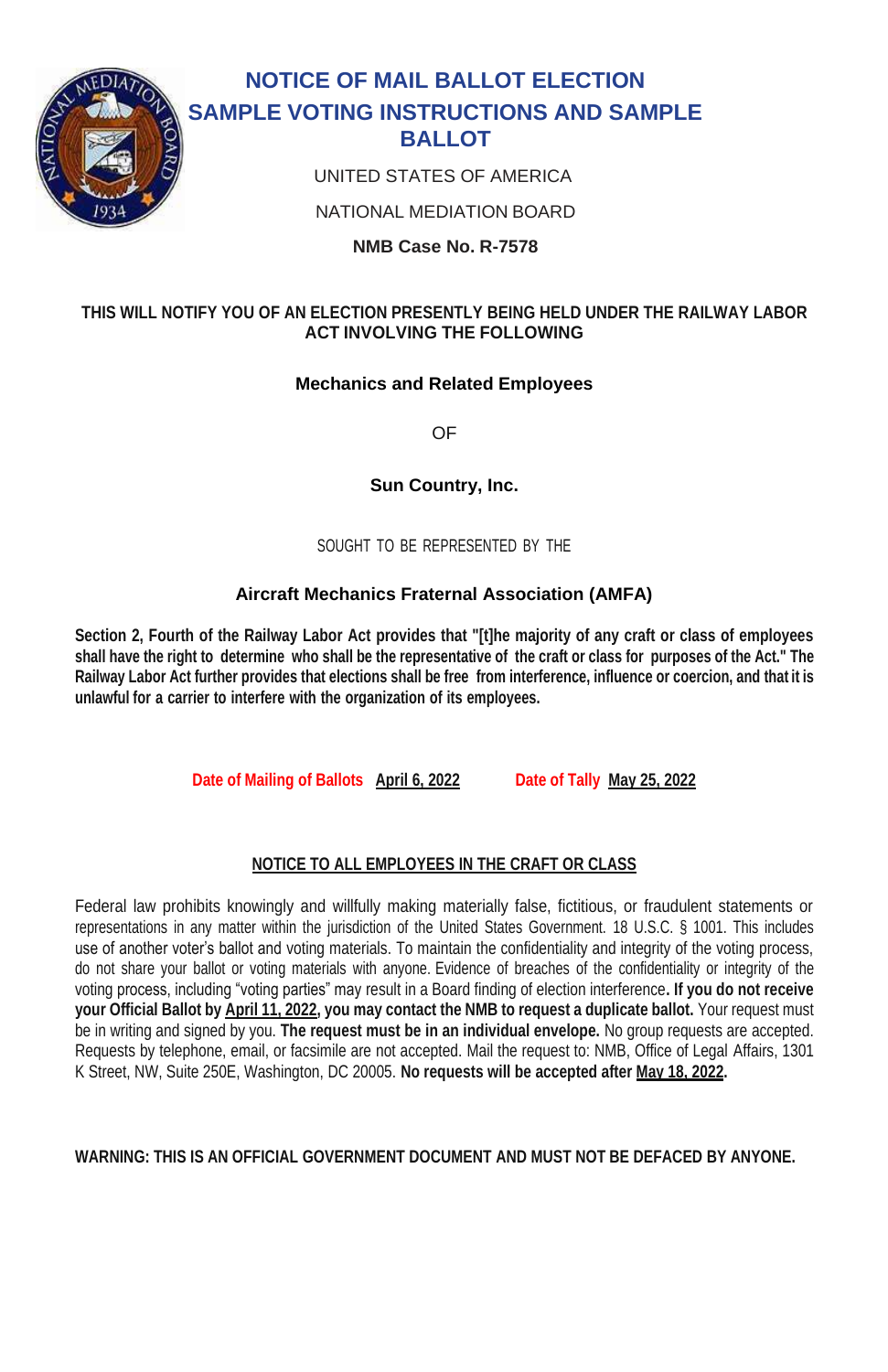# NOTICE OF MAIL BALLOT ELECTION SAMPLE VOTING INSTRUCTIONS AND SAMPLE BALLOT

UNITED STATES OF AMERICA

NATIONAL MEDIATION BOARD

**NMB Case No. R-7578**

**THIS WILL NOTIFY YOU OF AN ELECTION PRESENTLY BEING HELD UNDER THE RAILWAY LABOR ACT INVOLVING THE FOLLOWING**

**Mechanics and Related Employees**

OF

**Sun Country, Inc.**

SOUGHT TO BE REPRESENTED BY THE

**Aircraft Mechanics Fraternal Association (AMFA)**

**Section 2, Fourth of the Railway Labor Act provides that "[t]he majority of any craft or class of employees shall have the right to determine who shall be the representative of the craft or class for purposes of the Act." The Railway Labor Act further provides that elections shall be free from interference, influence or coercion, and that it is unlawful for a carrier to interfere with the organization of its employees.**

Date of Mailing of Ballots **April 6, 2022** Date of Tally **May 25, 2022**

**NOTICE TO ALL EMPLOYEES IN THE CRAFT OR CLASS**

Federal law prohibits knowingly and willfully making materially false, fictitious, or fraudulent statements or representations in any matter within the jurisdiction of the United States Government. 18 U.S.C. § 1001. This includes use of another voter's ballot and voting materials. To maintain the confidentiality and integrity of the voting process, do not share your ballot or voting materials with anyone. Evidence of breaches of the confidentiality or integrity of the voting process, including "voting parties" may result in a Board finding of election interference. **If you do not receive your Official Ballot by April 11, 2022, you may contact the NMB to request a duplicate ballot.** Your request must be in writing and signed by you. **The request must be in an individual envelope.** No group requests are accepted. Requests by telephone, email, or facsimile are not accepted. Mail the request to: NMB, Office of Legal Affairs, 1301 K Street, NW, Suite 250E, Washington, DC 20005. **No requests will be accepted after May 18, 2022.**

**WARNING: THIS IS AN OFFICIAL GOVERNMENT DOCUMENT AND MUST NOT BE DEFACED BY ANYONE.**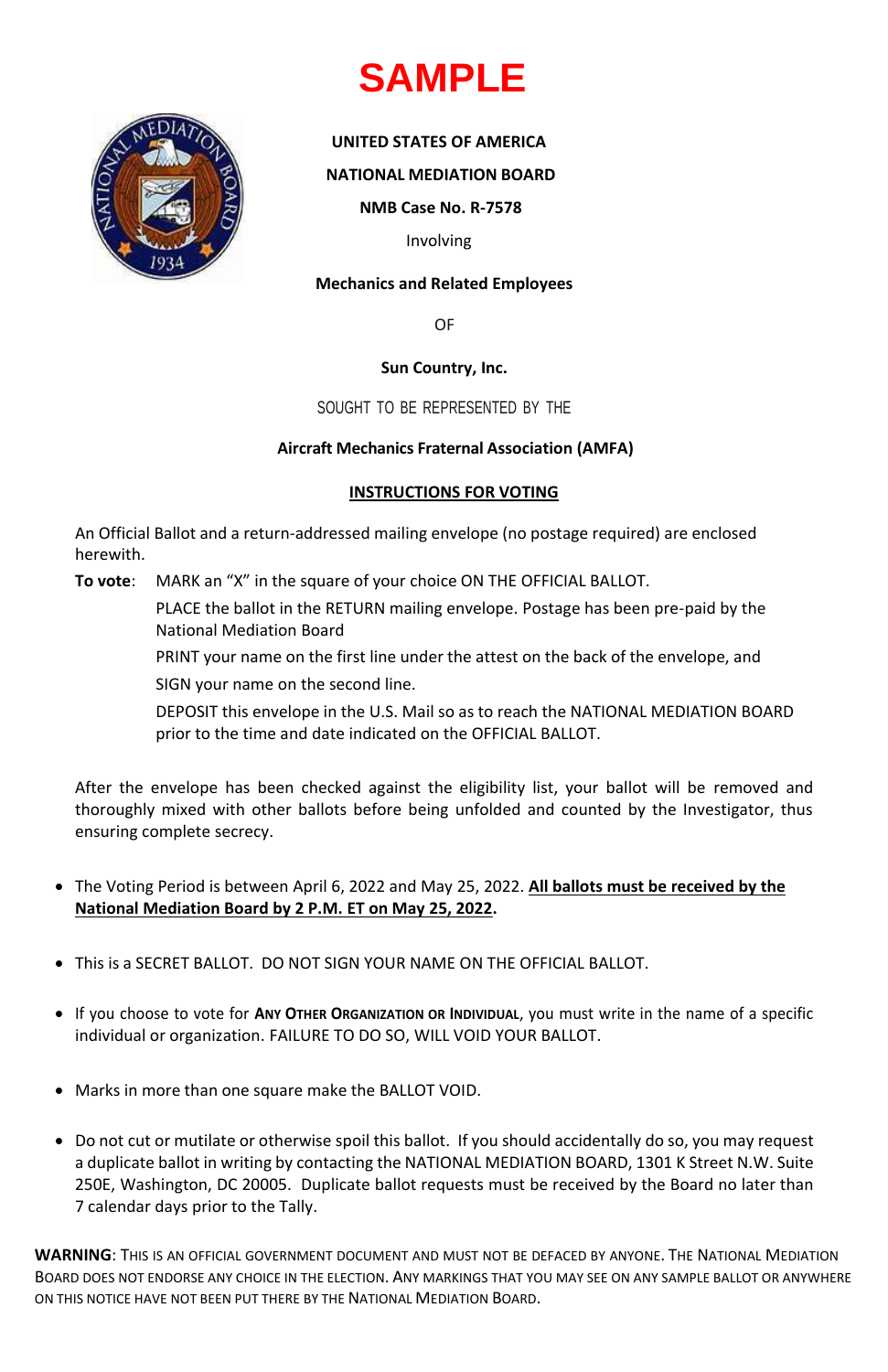# SAMPLE

**UNITED STATES OF AMERICA**

**NATIONAL MEDIATION BOARD**

**NMB Case No. R-7578**

Involving

**Mechanics and Related Employees**

OF

**Sun Country, Inc.**

SOUGHT TO BE REPRESENTED BY THE

**Aircraft Mechanics Fraternal Association (AMFA)**

## INSTRUCTIONS FOR VOTING

An Official Ballot and a return-addressed mailing envelope (no postage required) are enclosed herewith.

**To vote**: MARK an "X" in the square of your choice ON THE OFFICIAL BALLOT.

PLACE the ballot in the RETURN mailing envelope. Postage has been pre-paid by the National Mediation Board

PRINT your name on the first line under the attest on the back of the envelope, and

SIGN your name on the second line.

DEPOSIT this envelope in the U.S. Mail so as to reach the NATIONAL MEDIATION BOARD prior to the time and date indicated on the OFFICIAL BALLOT.

After the envelope has been checked against the eligibility list, your ballot will be removed and thoroughly mixed with other ballots before being unfolded and counted by the Investigator, thus ensuring complete secrecy.

- The Voting Period is between April 6, 2022 and May 25, 2022. **All ballots must be received by the National Mediation Board by 2 P.M. ET on May 25, 2022**.
- This is a SECRET BALLOT. DO NOT SIGN YOUR NAME ON THE OFFICIAL BALLOT.
- If you choose to vote for **ANY OTHER ORGANIZATION OR INDIVIDUAL**, you must write in the name of a specific individual or organization. FAILURE TO DO SO, WILL VOID YOUR BALLOT.
- Marks in more than one square make the BALLOT VOID.
- Do not cut or mutilate or otherwise spoil this ballot. If you should accidentally do so, you may request a duplicate ballot in writing by contacting the NATIONAL MEDIATION BOARD, 1301 K Street N.W. Suite 250E, Washington, DC 20005. Duplicate ballot requests must be received by the Board no later than 7 calendar days prior to the Tally.

**WARNING**: THIS IS AN OFFICIAL GOVERNMENT DOCUMENT AND MUST NOT BE DEFACED BY ANYONE. THE NATIONAL MEDIATION BOARD DOES NOT ENDORSE ANY CHOICE IN THE ELECTION. ANY MARKINGS THAT YOU MAY SEE ON ANY SAMPLE BALLOT OR ANYWHERE ON THIS NOTICE HAVE NOT BEEN PUT THERE BY THE NATIONAL MEDIATION BOARD.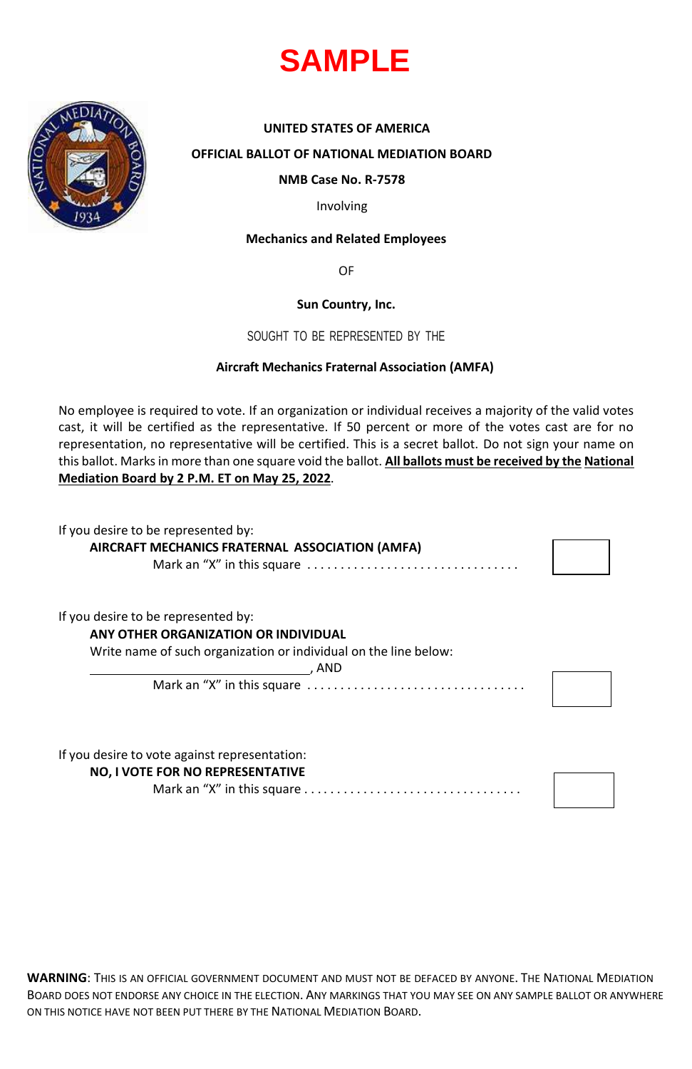# SAMPLE

**UNITED STATES OF AMERICA**

**OFFICIAL BALLOT OF NATIONAL MEDIATION BOARD**

**NMB Case No. R-7578**

Involving

**Mechanics and Related Employees**

OF

**Sun Country, Inc.**

SOUGHT TO BE REPRESENTED BY THE

**Aircraft Mechanics Fraternal Association (AMFA)**

No employee is required to vote. If an organization or individual receives a majority of the valid votes cast, it will be certified as the representative. If 50 percent or more of the votes cast are for no representation, no representative will be certified. This is a secret ballot. Do not sign your name on this ballot. Marks in more than one square void the ballot. **All ballots must be received by the National Mediation Board by 2 P.M. ET on May 25, 2022**.

If you desire to be represented by:

**AIRCRAFT MECHANICS FRATERNAL ASSOCIATION (AMFA)**

Mark an "X" in this square . . . . . . . . . . . . . . . . . . . . . . . . . . . . . . . . ☐

If you desire to be represented by:

**ANY OTHER ORGANIZATION OR INDIVIDUAL**

Write name of such organization or individual on the line below:

\_\_\_\_\_\_\_\_\_\_\_\_\_\_\_\_\_\_\_\_\_\_\_\_\_\_\_\_\_\_\_\_\_\_\_\_, AND

Mark an "X" in this square . . . . . . . . . . . . . . . . . . . . . . . . . . . . . . . . ☐

If you desire to vote against representation:

**NO, I VOTE FOR NO REPRESENTATIVE**

Mark an "X" in this square . . . . . . . . . . . . . . . . . . . . . . . . . . . . . . . . ☐

**WARNING**: THIS IS AN OFFICIAL GOVERNMENT DOCUMENT AND MUST NOT BE DEFACED BY ANYONE. THE NATIONAL MEDIATION BOARD DOES NOT ENDORSE ANY CHOICE IN THE ELECTION. ANY MARKINGS THAT YOU MAY SEE ON ANY SAMPLE BALLOT OR ANYWHERE ON THIS NOTICE HAVE NOT BEEN PUT THERE BY THE NATIONAL MEDIATION BOARD.